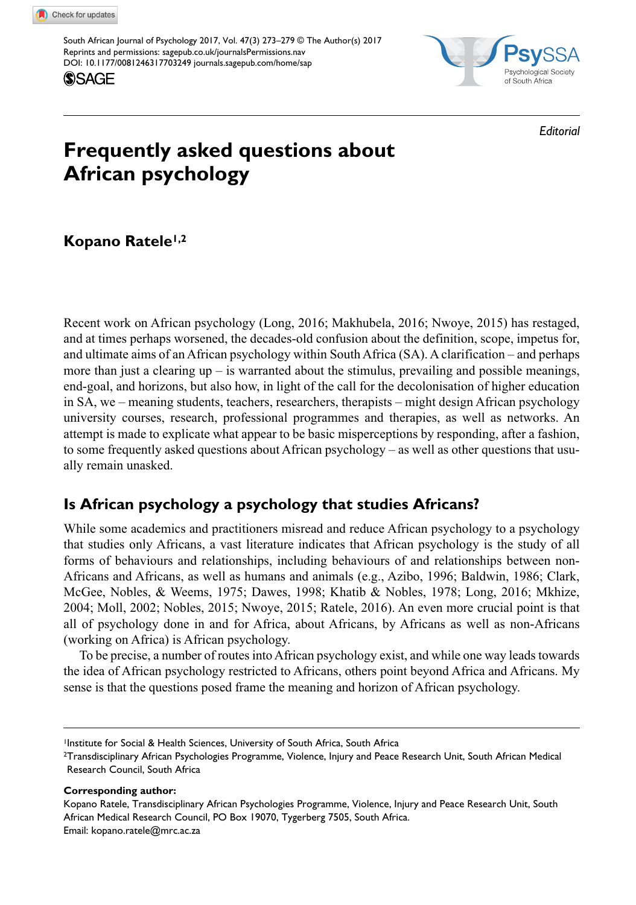*Editorial*

# Frequently asked questions about African psychology

**Kopano Ratele**[1,2]

Recent work on African psychology (Long, 2016; Makhubela, 2016; Nwoye, 2015) has restaged, and at times perhaps worsened, the decades-old confusion about the definition, scope, impetus for, and ultimate aims of an African psychology within South Africa (SA). A clarification – and perhaps more than just a clearing up – is warranted about the stimulus, prevailing and possible meanings, end-goal, and horizons, but also how, in light of the call for the decolonisation of higher education in SA, we – meaning students, teachers, researchers, therapists – might design African psychology university courses, research, professional programmes and therapies, as well as networks. An attempt is made to explicate what appear to be basic misperceptions by responding, after a fashion, to some frequently asked questions about African psychology – as well as other questions that usually remain unasked.

## Is African psychology a psychology that studies Africans?

While some academics and practitioners misread and reduce African psychology to a psychology that studies only Africans, a vast literature indicates that African psychology is the study of all forms of behaviours and relationships, including behaviours of and relationships between non-Africans and Africans, as well as humans and animals (e.g., Azibo, 1996; Baldwin, 1986; Clark, McGee, Nobles, & Weems, 1975; Dawes, 1998; Khatib & Nobles, 1978; Long, 2016; Mkhize, 2004; Moll, 2002; Nobles, 2015; Nwoye, 2015; Ratele, 2016). An even more crucial point is that all of psychology done in and for Africa, about Africans, by Africans as well as non-Africans (working on Africa) is African psychology.

To be precise, a number of routes into African psychology exist, and while one way leads towards the idea of African psychology restricted to Africans, others point beyond Africa and Africans. My sense is that the questions posed frame the meaning and horizon of African psychology.

---

[1]Institute for Social & Health Sciences, University of South Africa, South Africa
[2]Transdisciplinary African Psychologies Programme, Violence, Injury and Peace Research Unit, South African Medical Research Council, South Africa

**Corresponding author:**
Kopano Ratele, Transdisciplinary African Psychologies Programme, Violence, Injury and Peace Research Unit, South African Medical Research Council, PO Box 19070, Tygerberg 7505, South Africa.
Email: kopano.ratele@mrc.ac.za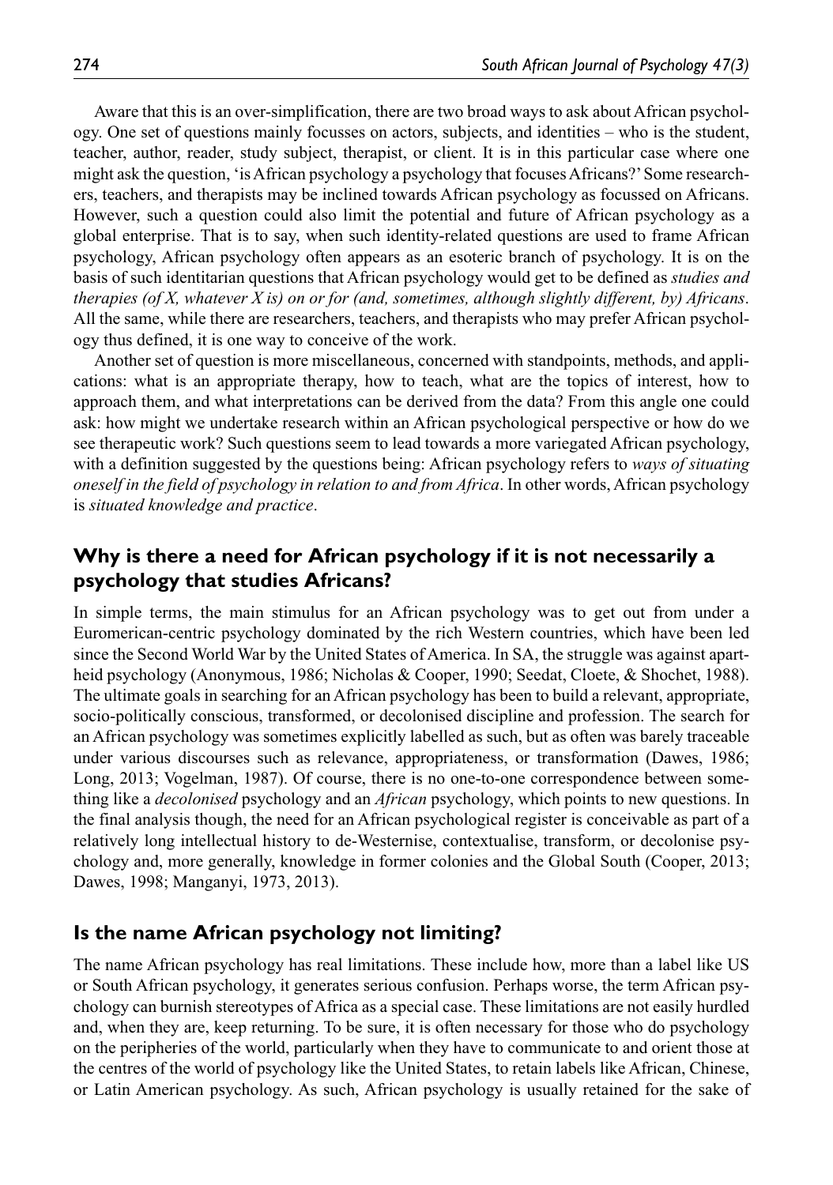Aware that this is an over-simplification, there are two broad ways to ask about African psychology. One set of questions mainly focusses on actors, subjects, and identities – who is the student, teacher, author, reader, study subject, therapist, or client. It is in this particular case where one might ask the question, 'is African psychology a psychology that focuses Africans?' Some researchers, teachers, and therapists may be inclined towards African psychology as focussed on Africans. However, such a question could also limit the potential and future of African psychology as a global enterprise. That is to say, when such identity-related questions are used to frame African psychology, African psychology often appears as an esoteric branch of psychology. It is on the basis of such identitarian questions that African psychology would get to be defined as *studies and therapies (of X, whatever X is) on or for (and, sometimes, although slightly different, by) Africans*. All the same, while there are researchers, teachers, and therapists who may prefer African psychology thus defined, it is one way to conceive of the work.

Another set of question is more miscellaneous, concerned with standpoints, methods, and applications: what is an appropriate therapy, how to teach, what are the topics of interest, how to approach them, and what interpretations can be derived from the data? From this angle one could ask: how might we undertake research within an African psychological perspective or how do we see therapeutic work? Such questions seem to lead towards a more variegated African psychology, with a definition suggested by the questions being: African psychology refers to *ways of situating oneself in the field of psychology in relation to and from Africa*. In other words, African psychology is *situated knowledge and practice*.

## Why is there a need for African psychology if it is not necessarily a psychology that studies Africans?

In simple terms, the main stimulus for an African psychology was to get out from under a Euromerican-centric psychology dominated by the rich Western countries, which have been led since the Second World War by the United States of America. In SA, the struggle was against apartheid psychology (Anonymous, 1986; Nicholas & Cooper, 1990; Seedat, Cloete, & Shochet, 1988). The ultimate goals in searching for an African psychology has been to build a relevant, appropriate, socio-politically conscious, transformed, or decolonised discipline and profession. The search for an African psychology was sometimes explicitly labelled as such, but as often was barely traceable under various discourses such as relevance, appropriateness, or transformation (Dawes, 1986; Long, 2013; Vogelman, 1987). Of course, there is no one-to-one correspondence between something like a *decolonised* psychology and an *African* psychology, which points to new questions. In the final analysis though, the need for an African psychological register is conceivable as part of a relatively long intellectual history to de-Westernise, contextualise, transform, or decolonise psychology and, more generally, knowledge in former colonies and the Global South (Cooper, 2013; Dawes, 1998; Manganyi, 1973, 2013).

## Is the name African psychology not limiting?

The name African psychology has real limitations. These include how, more than a label like US or South African psychology, it generates serious confusion. Perhaps worse, the term African psychology can burnish stereotypes of Africa as a special case. These limitations are not easily hurdled and, when they are, keep returning. To be sure, it is often necessary for those who do psychology on the peripheries of the world, particularly when they have to communicate to and orient those at the centres of the world of psychology like the United States, to retain labels like African, Chinese, or Latin American psychology. As such, African psychology is usually retained for the sake of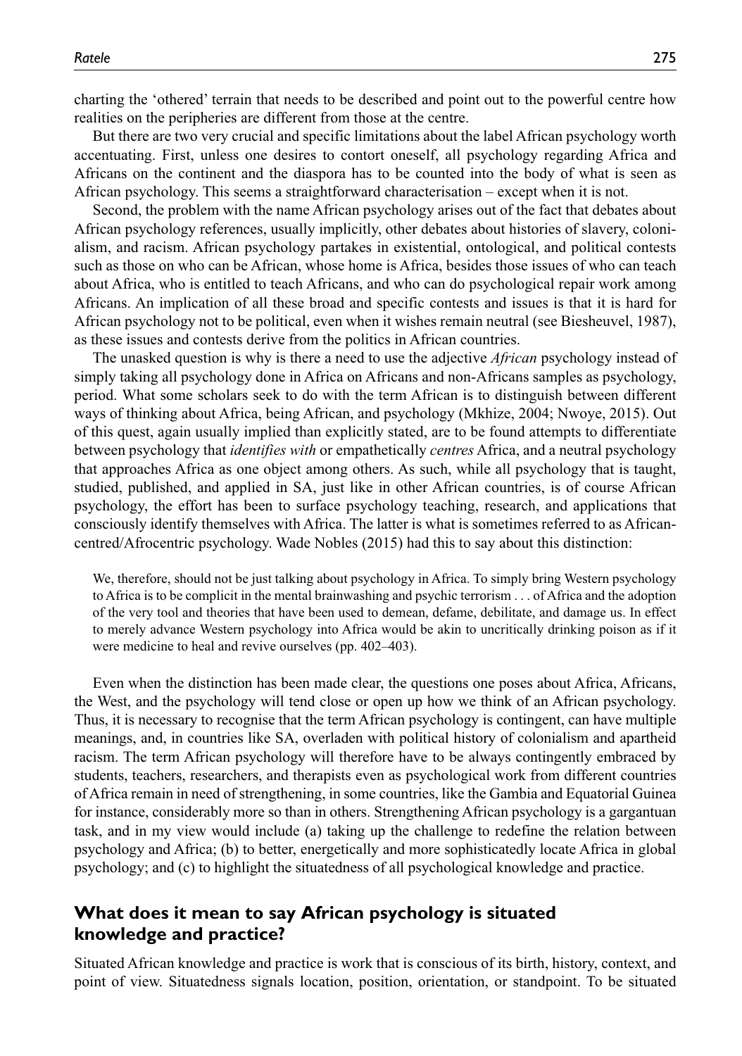charting the 'othered' terrain that needs to be described and point out to the powerful centre how realities on the peripheries are different from those at the centre.

But there are two very crucial and specific limitations about the label African psychology worth accentuating. First, unless one desires to contort oneself, all psychology regarding Africa and Africans on the continent and the diaspora has to be counted into the body of what is seen as African psychology. This seems a straightforward characterisation – except when it is not.

Second, the problem with the name African psychology arises out of the fact that debates about African psychology references, usually implicitly, other debates about histories of slavery, colonialism, and racism. African psychology partakes in existential, ontological, and political contests such as those on who can be African, whose home is Africa, besides those issues of who can teach about Africa, who is entitled to teach Africans, and who can do psychological repair work among Africans. An implication of all these broad and specific contests and issues is that it is hard for African psychology not to be political, even when it wishes remain neutral (see Biesheuvel, 1987), as these issues and contests derive from the politics in African countries.

The unasked question is why is there a need to use the adjective *African* psychology instead of simply taking all psychology done in Africa on Africans and non-Africans samples as psychology, period. What some scholars seek to do with the term African is to distinguish between different ways of thinking about Africa, being African, and psychology (Mkhize, 2004; Nwoye, 2015). Out of this quest, again usually implied than explicitly stated, are to be found attempts to differentiate between psychology that *identifies with* or empathetically *centres* Africa, and a neutral psychology that approaches Africa as one object among others. As such, while all psychology that is taught, studied, published, and applied in SA, just like in other African countries, is of course African psychology, the effort has been to surface psychology teaching, research, and applications that consciously identify themselves with Africa. The latter is what is sometimes referred to as African-centred/Afrocentric psychology. Wade Nobles (2015) had this to say about this distinction:

> We, therefore, should not be just talking about psychology in Africa. To simply bring Western psychology to Africa is to be complicit in the mental brainwashing and psychic terrorism . . . of Africa and the adoption of the very tool and theories that have been used to demean, defame, debilitate, and damage us. In effect to merely advance Western psychology into Africa would be akin to uncritically drinking poison as if it were medicine to heal and revive ourselves (pp. 402–403).

Even when the distinction has been made clear, the questions one poses about Africa, Africans, the West, and the psychology will tend close or open up how we think of an African psychology. Thus, it is necessary to recognise that the term African psychology is contingent, can have multiple meanings, and, in countries like SA, overladen with political history of colonialism and apartheid racism. The term African psychology will therefore have to be always contingently embraced by students, teachers, researchers, and therapists even as psychological work from different countries of Africa remain in need of strengthening, in some countries, like the Gambia and Equatorial Guinea for instance, considerably more so than in others. Strengthening African psychology is a gargantuan task, and in my view would include (a) taking up the challenge to redefine the relation between psychology and Africa; (b) to better, energetically and more sophisticatedly locate Africa in global psychology; and (c) to highlight the situatedness of all psychological knowledge and practice.

## What does it mean to say African psychology is situated knowledge and practice?

Situated African knowledge and practice is work that is conscious of its birth, history, context, and point of view. Situatedness signals location, position, orientation, or standpoint. To be situated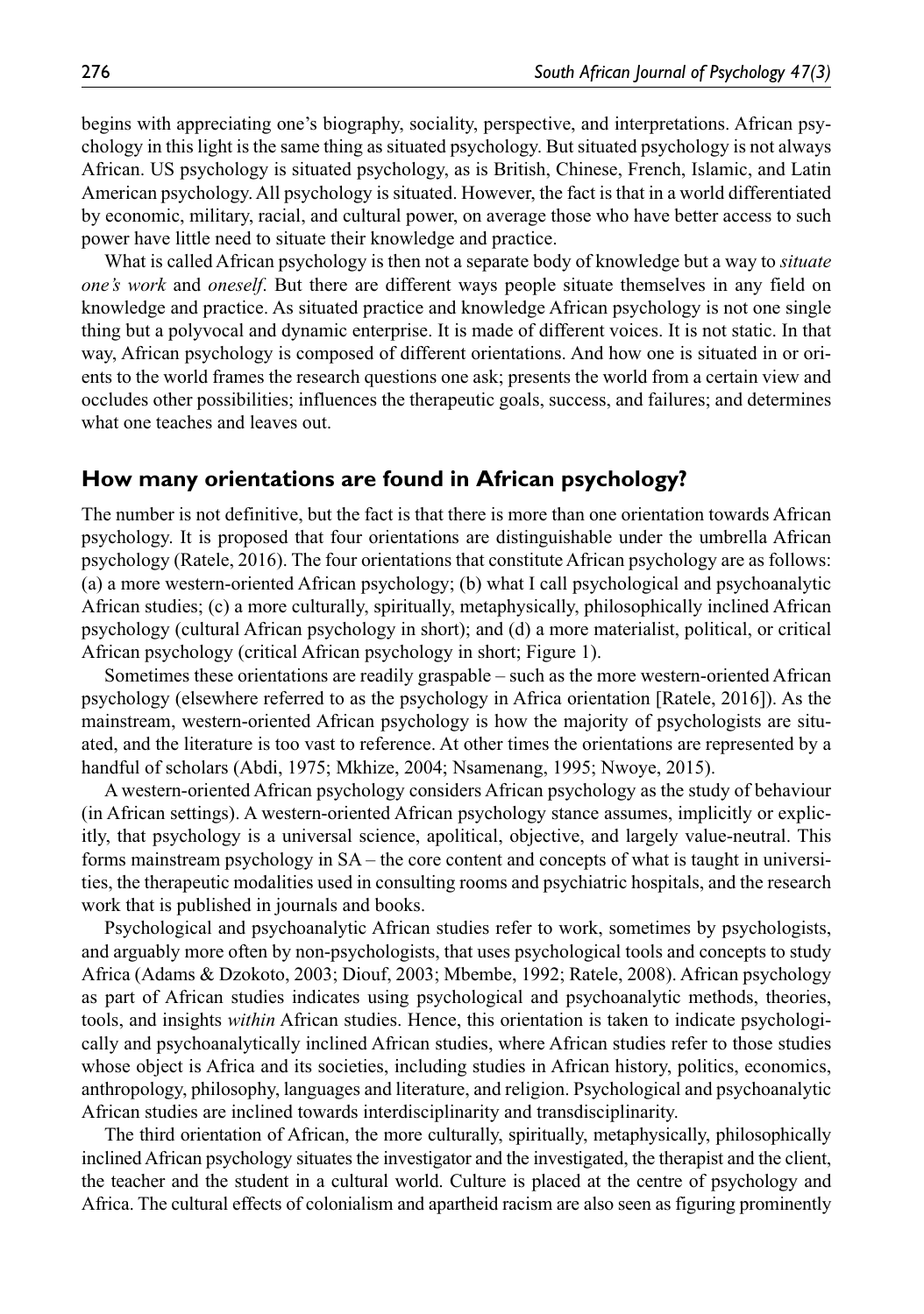begins with appreciating one's biography, sociality, perspective, and interpretations. African psychology in this light is the same thing as situated psychology. But situated psychology is not always African. US psychology is situated psychology, as is British, Chinese, French, Islamic, and Latin American psychology. All psychology is situated. However, the fact is that in a world differentiated by economic, military, racial, and cultural power, on average those who have better access to such power have little need to situate their knowledge and practice.

What is called African psychology is then not a separate body of knowledge but a way to *situate one's work* and *oneself*. But there are different ways people situate themselves in any field on knowledge and practice. As situated practice and knowledge African psychology is not one single thing but a polyvocal and dynamic enterprise. It is made of different voices. It is not static. In that way, African psychology is composed of different orientations. And how one is situated in or orients to the world frames the research questions one ask; presents the world from a certain view and occludes other possibilities; influences the therapeutic goals, success, and failures; and determines what one teaches and leaves out.

## How many orientations are found in African psychology?

The number is not definitive, but the fact is that there is more than one orientation towards African psychology. It is proposed that four orientations are distinguishable under the umbrella African psychology (Ratele, 2016). The four orientations that constitute African psychology are as follows: (a) a more western-oriented African psychology; (b) what I call psychological and psychoanalytic African studies; (c) a more culturally, spiritually, metaphysically, philosophically inclined African psychology (cultural African psychology in short); and (d) a more materialist, political, or critical African psychology (critical African psychology in short; Figure 1).

Sometimes these orientations are readily graspable – such as the more western-oriented African psychology (elsewhere referred to as the psychology in Africa orientation [Ratele, 2016]). As the mainstream, western-oriented African psychology is how the majority of psychologists are situated, and the literature is too vast to reference. At other times the orientations are represented by a handful of scholars (Abdi, 1975; Mkhize, 2004; Nsamenang, 1995; Nwoye, 2015).

A western-oriented African psychology considers African psychology as the study of behaviour (in African settings). A western-oriented African psychology stance assumes, implicitly or explicitly, that psychology is a universal science, apolitical, objective, and largely value-neutral. This forms mainstream psychology in SA – the core content and concepts of what is taught in universities, the therapeutic modalities used in consulting rooms and psychiatric hospitals, and the research work that is published in journals and books.

Psychological and psychoanalytic African studies refer to work, sometimes by psychologists, and arguably more often by non-psychologists, that uses psychological tools and concepts to study Africa (Adams & Dzokoto, 2003; Diouf, 2003; Mbembe, 1992; Ratele, 2008). African psychology as part of African studies indicates using psychological and psychoanalytic methods, theories, tools, and insights *within* African studies. Hence, this orientation is taken to indicate psychologically and psychoanalytically inclined African studies, where African studies refer to those studies whose object is Africa and its societies, including studies in African history, politics, economics, anthropology, philosophy, languages and literature, and religion. Psychological and psychoanalytic African studies are inclined towards interdisciplinarity and transdisciplinarity.

The third orientation of African, the more culturally, spiritually, metaphysically, philosophically inclined African psychology situates the investigator and the investigated, the therapist and the client, the teacher and the student in a cultural world. Culture is placed at the centre of psychology and Africa. The cultural effects of colonialism and apartheid racism are also seen as figuring prominently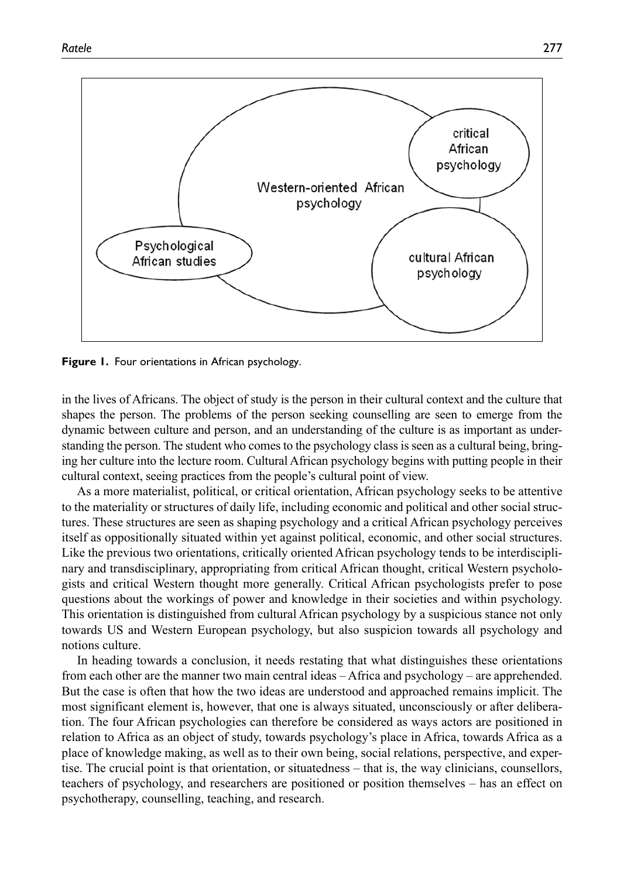critical African psychology

Western-oriented African psychology

Psychological African studies

cultural African psychology

**Figure 1.** Four orientations in African psychology.

in the lives of Africans. The object of study is the person in their cultural context and the culture that shapes the person. The problems of the person seeking counselling are seen to emerge from the dynamic between culture and person, and an understanding of the culture is as important as understanding the person. The student who comes to the psychology class is seen as a cultural being, bringing her culture into the lecture room. Cultural African psychology begins with putting people in their cultural context, seeing practices from the people's cultural point of view.

As a more materialist, political, or critical orientation, African psychology seeks to be attentive to the materiality or structures of daily life, including economic and political and other social structures. These structures are seen as shaping psychology and a critical African psychology perceives itself as oppositionally situated within yet against political, economic, and other social structures. Like the previous two orientations, critically oriented African psychology tends to be interdisciplinary and transdisciplinary, appropriating from critical African thought, critical Western psychologists and critical Western thought more generally. Critical African psychologists prefer to pose questions about the workings of power and knowledge in their societies and within psychology. This orientation is distinguished from cultural African psychology by a suspicious stance not only towards US and Western European psychology, but also suspicion towards all psychology and notions culture.

In heading towards a conclusion, it needs restating that what distinguishes these orientations from each other are the manner two main central ideas – Africa and psychology – are apprehended. But the case is often that how the two ideas are understood and approached remains implicit. The most significant element is, however, that one is always situated, unconsciously or after deliberation. The four African psychologies can therefore be considered as ways actors are positioned in relation to Africa as an object of study, towards psychology's place in Africa, towards Africa as a place of knowledge making, as well as to their own being, social relations, perspective, and expertise. The crucial point is that orientation, or situatedness – that is, the way clinicians, counsellors, teachers of psychology, and researchers are positioned or position themselves – has an effect on psychotherapy, counselling, teaching, and research.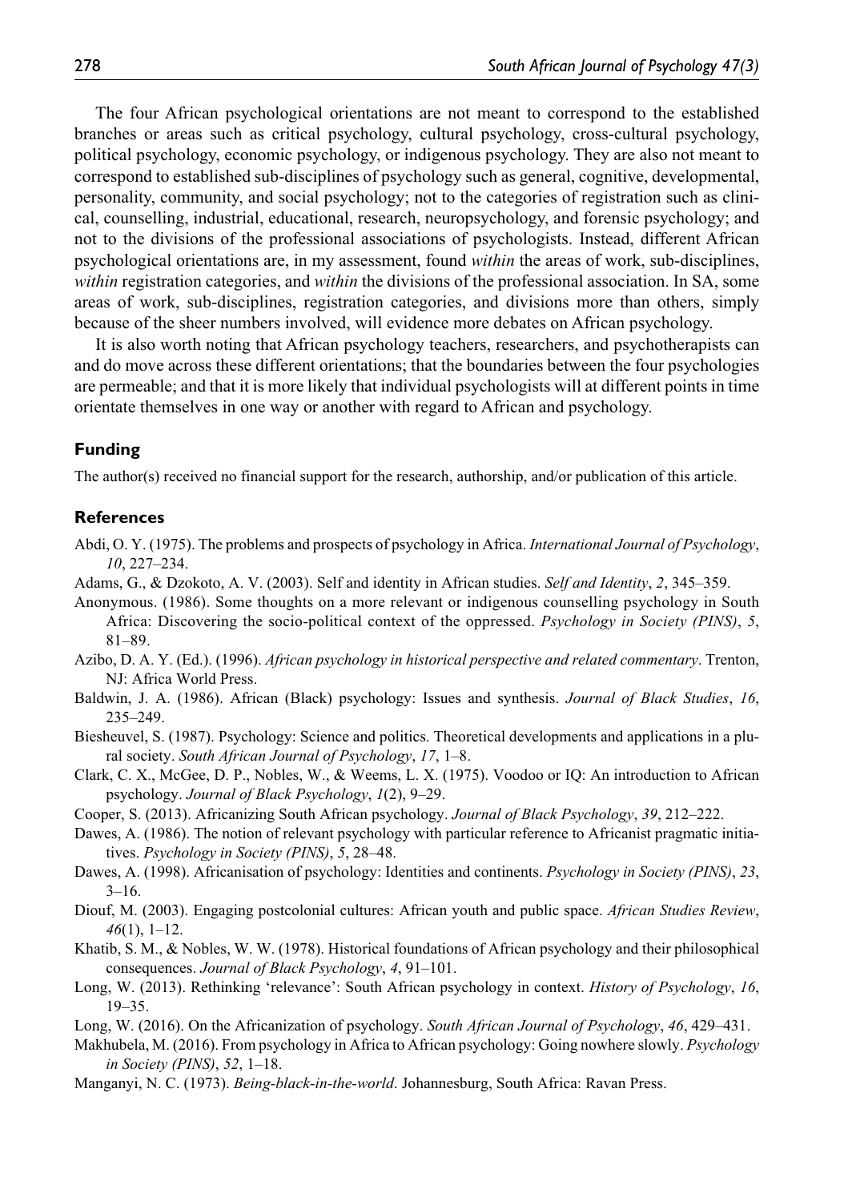The four African psychological orientations are not meant to correspond to the established branches or areas such as critical psychology, cultural psychology, cross-cultural psychology, political psychology, economic psychology, or indigenous psychology. They are also not meant to correspond to established sub-disciplines of psychology such as general, cognitive, developmental, personality, community, and social psychology; not to the categories of registration such as clinical, counselling, industrial, educational, research, neuropsychology, and forensic psychology; and not to the divisions of the professional associations of psychologists. Instead, different African psychological orientations are, in my assessment, found *within* the areas of work, sub-disciplines, *within* registration categories, and *within* the divisions of the professional association. In SA, some areas of work, sub-disciplines, registration categories, and divisions more than others, simply because of the sheer numbers involved, will evidence more debates on African psychology.

It is also worth noting that African psychology teachers, researchers, and psychotherapists can and do move across these different orientations; that the boundaries between the four psychologies are permeable; and that it is more likely that individual psychologists will at different points in time orientate themselves in one way or another with regard to African and psychology.

## Funding

The author(s) received no financial support for the research, authorship, and/or publication of this article.

## References

Abdi, O. Y. (1975). The problems and prospects of psychology in Africa. *International Journal of Psychology*, *10*, 227–234.

Adams, G., & Dzokoto, A. V. (2003). Self and identity in African studies. *Self and Identity*, *2*, 345–359.

Anonymous. (1986). Some thoughts on a more relevant or indigenous counselling psychology in South Africa: Discovering the socio-political context of the oppressed. *Psychology in Society (PINS)*, *5*, 81–89.

Azibo, D. A. Y. (Ed.). (1996). *African psychology in historical perspective and related commentary*. Trenton, NJ: Africa World Press.

Baldwin, J. A. (1986). African (Black) psychology: Issues and synthesis. *Journal of Black Studies*, *16*, 235–249.

Biesheuvel, S. (1987). Psychology: Science and politics. Theoretical developments and applications in a plural society. *South African Journal of Psychology*, *17*, 1–8.

Clark, C. X., McGee, D. P., Nobles, W., & Weems, L. X. (1975). Voodoo or IQ: An introduction to African psychology. *Journal of Black Psychology*, *1*(2), 9–29.

Cooper, S. (2013). Africanizing South African psychology. *Journal of Black Psychology*, *39*, 212–222.

Dawes, A. (1986). The notion of relevant psychology with particular reference to Africanist pragmatic initiatives. *Psychology in Society (PINS)*, *5*, 28–48.

Dawes, A. (1998). Africanisation of psychology: Identities and continents. *Psychology in Society (PINS)*, *23*, 3–16.

Diouf, M. (2003). Engaging postcolonial cultures: African youth and public space. *African Studies Review*, *46*(1), 1–12.

Khatib, S. M., & Nobles, W. W. (1978). Historical foundations of African psychology and their philosophical consequences. *Journal of Black Psychology*, *4*, 91–101.

Long, W. (2013). Rethinking 'relevance': South African psychology in context. *History of Psychology*, *16*, 19–35.

Long, W. (2016). On the Africanization of psychology. *South African Journal of Psychology*, *46*, 429–431.

Makhubela, M. (2016). From psychology in Africa to African psychology: Going nowhere slowly. *Psychology in Society (PINS)*, *52*, 1–18.

Manganyi, N. C. (1973). *Being-black-in-the-world*. Johannesburg, South Africa: Ravan Press.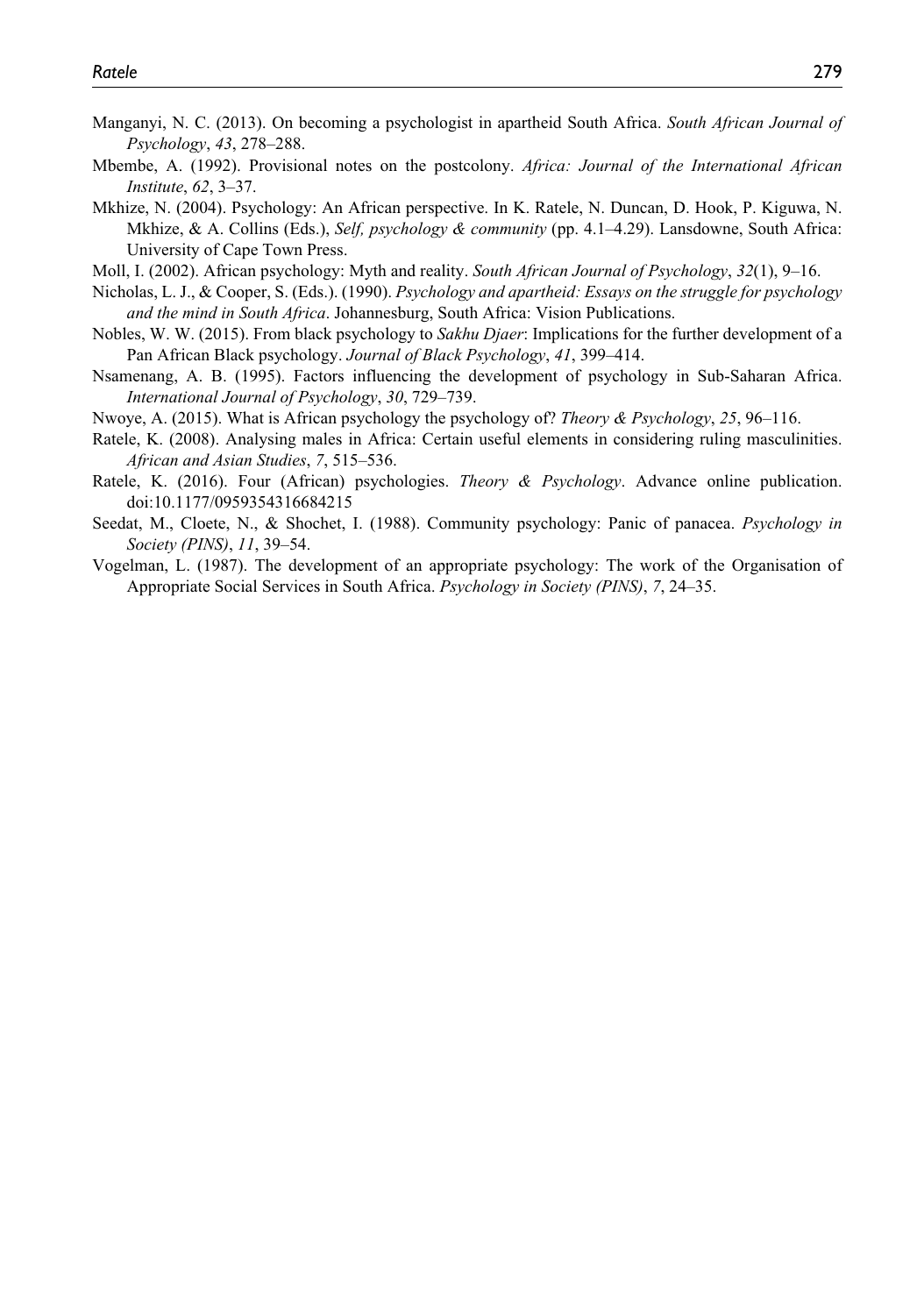Manganyi, N. C. (2013). On becoming a psychologist in apartheid South Africa. *South African Journal of Psychology*, *43*, 278–288.

Mbembe, A. (1992). Provisional notes on the postcolony. *Africa: Journal of the International African Institute*, *62*, 3–37.

Mkhize, N. (2004). Psychology: An African perspective. In K. Ratele, N. Duncan, D. Hook, P. Kiguwa, N. Mkhize, & A. Collins (Eds.), *Self, psychology & community* (pp. 4.1–4.29). Lansdowne, South Africa: University of Cape Town Press.

Moll, I. (2002). African psychology: Myth and reality. *South African Journal of Psychology*, *32*(1), 9–16.

Nicholas, L. J., & Cooper, S. (Eds.). (1990). *Psychology and apartheid: Essays on the struggle for psychology and the mind in South Africa*. Johannesburg, South Africa: Vision Publications.

Nobles, W. W. (2015). From black psychology to *Sakhu Djaer*: Implications for the further development of a Pan African Black psychology. *Journal of Black Psychology*, *41*, 399–414.

Nsamenang, A. B. (1995). Factors influencing the development of psychology in Sub-Saharan Africa. *International Journal of Psychology*, *30*, 729–739.

Nwoye, A. (2015). What is African psychology the psychology of? *Theory & Psychology*, *25*, 96–116.

Ratele, K. (2008). Analysing males in Africa: Certain useful elements in considering ruling masculinities. *African and Asian Studies*, *7*, 515–536.

Ratele, K. (2016). Four (African) psychologies. *Theory & Psychology*. Advance online publication. doi:10.1177/0959354316684215

Seedat, M., Cloete, N., & Shochet, I. (1988). Community psychology: Panic of panacea. *Psychology in Society (PINS)*, *11*, 39–54.

Vogelman, L. (1987). The development of an appropriate psychology: The work of the Organisation of Appropriate Social Services in South Africa. *Psychology in Society (PINS)*, *7*, 24–35.